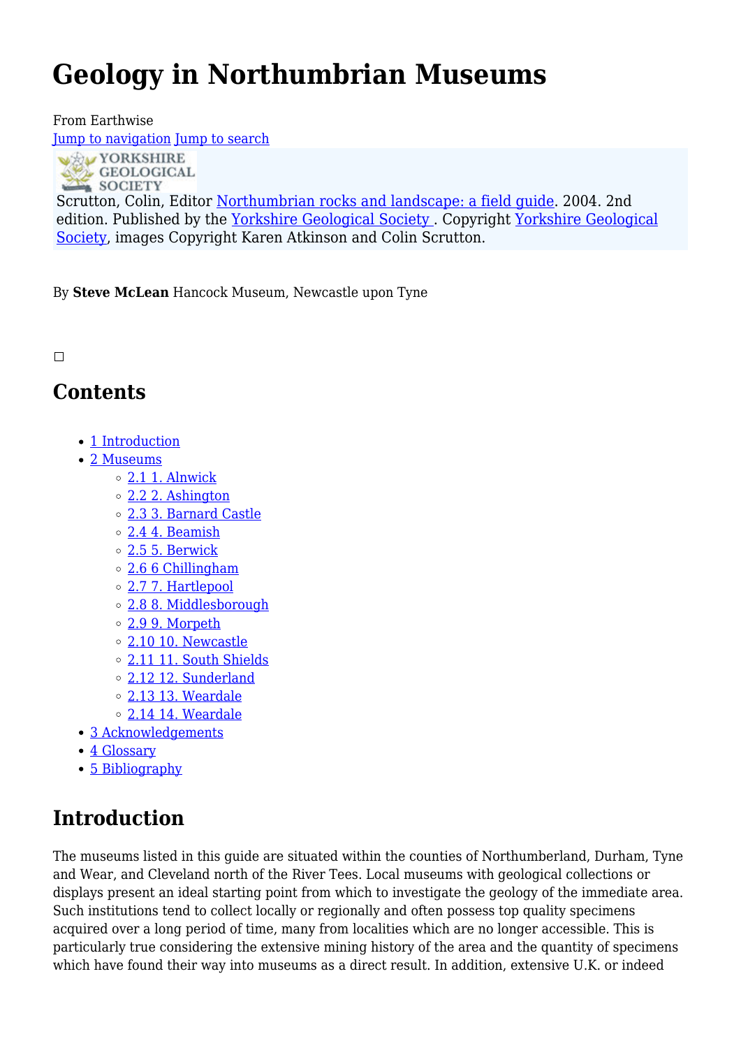# Geology in Northumbrian Museums

From Earthwise

Jump to navigation Jump to search

YORKSHIRE GEOLOGICAL SOCIETY

Scrutton, Colin, Editor Northumbrian rocks and landscape: a field guide. 2004. 2nd edition. Published by the Yorkshire Geological Society . Copyright Yorkshire Geological Society, images Copyright Karen Atkinson and Colin Scrutton.

By **Steve McLean** Hancock Museum, Newcastle upon Tyne

## Contents

- 1 Introduction
- 2 Museums
  - 2.1 1. Alnwick
  - 2.2 2. Ashington
  - 2.3 3. Barnard Castle
  - 2.4 4. Beamish
  - 2.5 5. Berwick
  - 2.6 6 Chillingham
  - 2.7 7. Hartlepool
  - 2.8 8. Middlesborough
  - 2.9 9. Morpeth
  - 2.10 10. Newcastle
  - 2.11 11. South Shields
  - 2.12 12. Sunderland
  - 2.13 13. Weardale
  - 2.14 14. Weardale
- 3 Acknowledgements
- 4 Glossary
- 5 Bibliography

## Introduction

The museums listed in this guide are situated within the counties of Northumberland, Durham, Tyne and Wear, and Cleveland north of the River Tees. Local museums with geological collections or displays present an ideal starting point from which to investigate the geology of the immediate area. Such institutions tend to collect locally or regionally and often possess top quality specimens acquired over a long period of time, many from localities which are no longer accessible. This is particularly true considering the extensive mining history of the area and the quantity of specimens which have found their way into museums as a direct result. In addition, extensive U.K. or indeed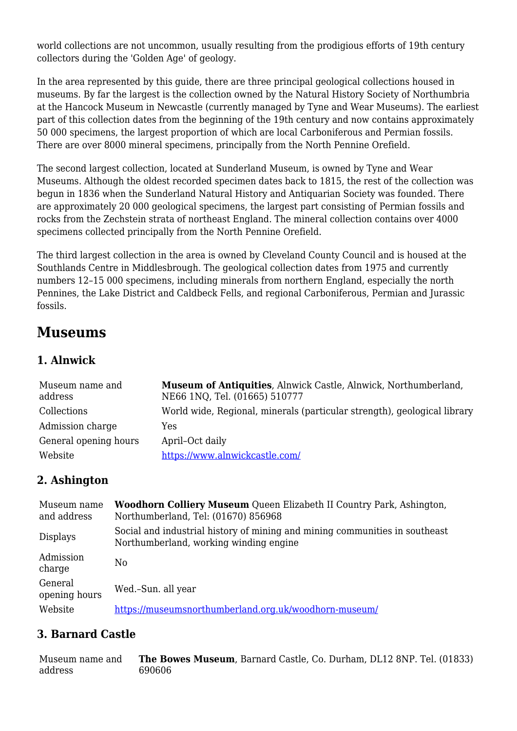world collections are not uncommon, usually resulting from the prodigious efforts of 19th century collectors during the 'Golden Age' of geology.

In the area represented by this guide, there are three principal geological collections housed in museums. By far the largest is the collection owned by the Natural History Society of Northumbria at the Hancock Museum in Newcastle (currently managed by Tyne and Wear Museums). The earliest part of this collection dates from the beginning of the 19th century and now contains approximately 50 000 specimens, the largest proportion of which are local Carboniferous and Permian fossils. There are over 8000 mineral specimens, principally from the North Pennine Orefield.

The second largest collection, located at Sunderland Museum, is owned by Tyne and Wear Museums. Although the oldest recorded specimen dates back to 1815, the rest of the collection was begun in 1836 when the Sunderland Natural History and Antiquarian Society was founded. There are approximately 20 000 geological specimens, the largest part consisting of Permian fossils and rocks from the Zechstein strata of northeast England. The mineral collection contains over 4000 specimens collected principally from the North Pennine Orefield.

The third largest collection in the area is owned by Cleveland County Council and is housed at the Southlands Centre in Middlesbrough. The geological collection dates from 1975 and currently numbers 12–15 000 specimens, including minerals from northern England, especially the north Pennines, the Lake District and Caldbeck Fells, and regional Carboniferous, Permian and Jurassic fossils.

## Museums

### 1. Alnwick

| | |
|---|---|
| Museum name and address | **Museum of Antiquities**, Alnwick Castle, Alnwick, Northumberland, NE66 1NQ, Tel. (01665) 510777 |
| Collections | World wide, Regional, minerals (particular strength), geological library |
| Admission charge | Yes |
| General opening hours | April–Oct daily |
| Website | https://www.alnwickcastle.com/ |

### 2. Ashington

| | |
|---|---|
| Museum name and address | **Woodhorn Colliery Museum** Queen Elizabeth II Country Park, Ashington, Northumberland, Tel: (01670) 856968 |
| Displays | Social and industrial history of mining and mining communities in southeast Northumberland, working winding engine |
| Admission charge | No |
| General opening hours | Wed.–Sun. all year |
| Website | https://museumsnorthumberland.org.uk/woodhorn-museum/ |

### 3. Barnard Castle

| | |
|---|---|
| Museum name and address | **The Bowes Museum**, Barnard Castle, Co. Durham, DL12 8NP. Tel. (01833) 690606 |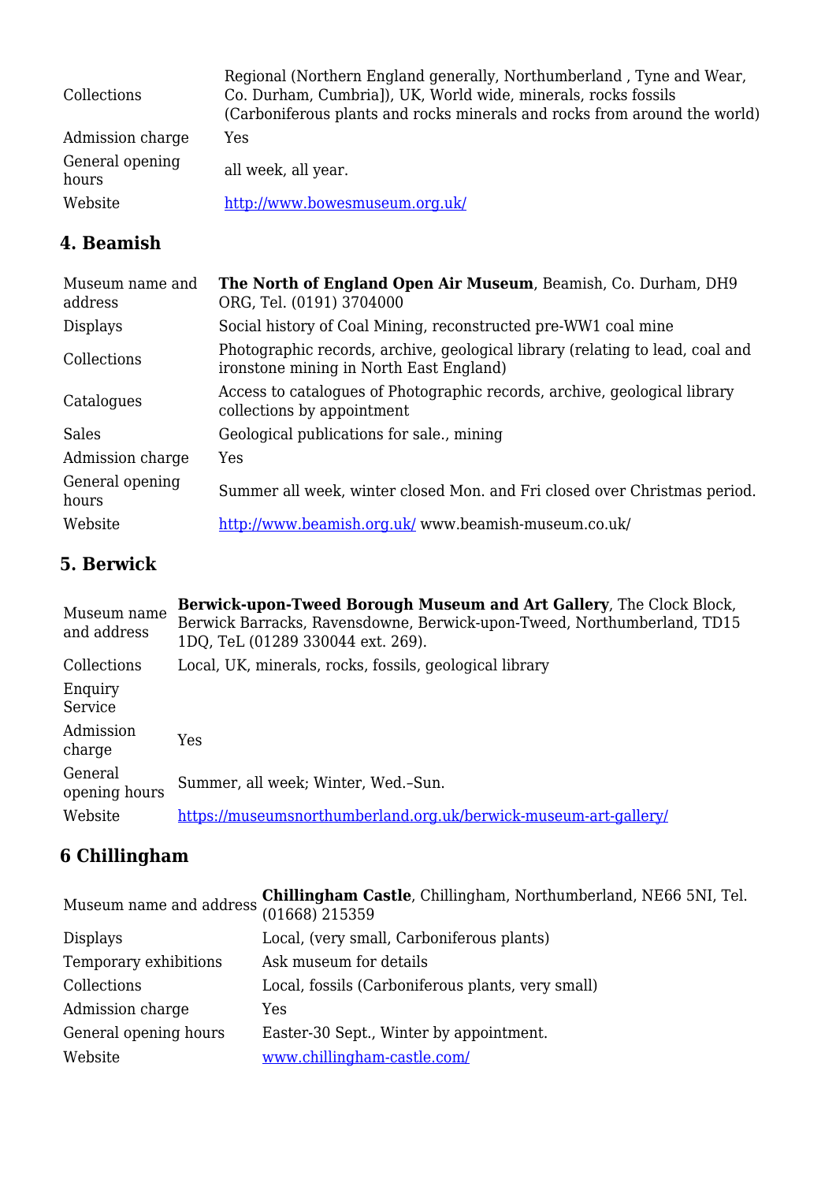| | |
|---|---|
| Collections | Regional (Northern England generally, Northumberland , Tyne and Wear, Co. Durham, Cumbria]), UK, World wide, minerals, rocks fossils (Carboniferous plants and rocks minerals and rocks from around the world) |
| Admission charge | Yes |
| General opening hours | all week, all year. |
| Website | [http://www.bowesmuseum.org.uk/](http://www.bowesmuseum.org.uk/) |

## 4. Beamish

| | |
|---|---|
| Museum name and address | **The North of England Open Air Museum**, Beamish, Co. Durham, DH9 ORG, Tel. (0191) 3704000 |
| Displays | Social history of Coal Mining, reconstructed pre-WW1 coal mine |
| Collections | Photographic records, archive, geological library (relating to lead, coal and ironstone mining in North East England) |
| Catalogues | Access to catalogues of Photographic records, archive, geological library collections by appointment |
| Sales | Geological publications for sale., mining |
| Admission charge | Yes |
| General opening hours | Summer all week, winter closed Mon. and Fri closed over Christmas period. |
| Website | [http://www.beamish.org.uk/](http://www.beamish.org.uk/) www.beamish-museum.co.uk/ |

## 5. Berwick

| | |
|---|---|
| Museum name and address | **Berwick-upon-Tweed Borough Museum and Art Gallery**, The Clock Block, Berwick Barracks, Ravensdowne, Berwick-upon-Tweed, Northumberland, TD15 1DQ, TeL (01289 330044 ext. 269). |
| Collections | Local, UK, minerals, rocks, fossils, geological library |
| Enquiry Service | |
| Admission charge | Yes |
| General opening hours | Summer, all week; Winter, Wed.–Sun. |
| Website | [https://museumsnorthumberland.org.uk/berwick-museum-art-gallery/](https://museumsnorthumberland.org.uk/berwick-museum-art-gallery/) |

## 6 Chillingham

| | |
|---|---|
| Museum name and address | **Chillingham Castle**, Chillingham, Northumberland, NE66 5NI, Tel. (01668) 215359 |
| Displays | Local, (very small, Carboniferous plants) |
| Temporary exhibitions | Ask museum for details |
| Collections | Local, fossils (Carboniferous plants, very small) |
| Admission charge | Yes |
| General opening hours | Easter-30 Sept., Winter by appointment. |
| Website | [www.chillingham-castle.com/](www.chillingham-castle.com/) |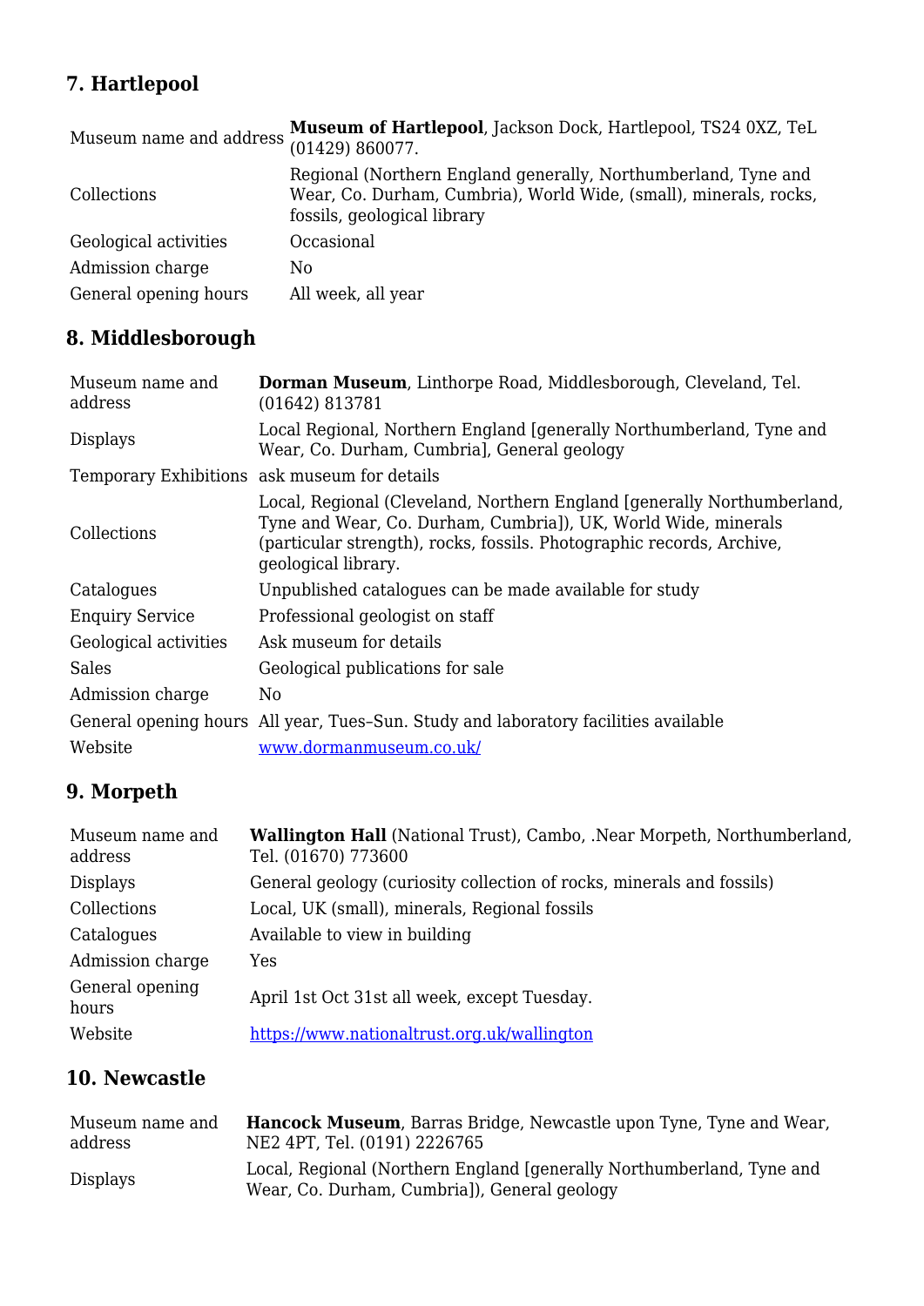## 7. Hartlepool

| | |
|---|---|
| Museum name and address | **Museum of Hartlepool**, Jackson Dock, Hartlepool, TS24 0XZ, TeL (01429) 860077. |
| Collections | Regional (Northern England generally, Northumberland, Tyne and Wear, Co. Durham, Cumbria), World Wide, (small), minerals, rocks, fossils, geological library |
| Geological activities | Occasional |
| Admission charge | No |
| General opening hours | All week, all year |

## 8. Middlesborough

| | |
|---|---|
| Museum name and address | **Dorman Museum**, Linthorpe Road, Middlesborough, Cleveland, Tel. (01642) 813781 |
| Displays | Local Regional, Northern England [generally Northumberland, Tyne and Wear, Co. Durham, Cumbria], General geology |
| Temporary Exhibitions | ask museum for details |
| Collections | Local, Regional (Cleveland, Northern England [generally Northumberland, Tyne and Wear, Co. Durham, Cumbria]), UK, World Wide, minerals (particular strength), rocks, fossils. Photographic records, Archive, geological library. |
| Catalogues | Unpublished catalogues can be made available for study |
| Enquiry Service | Professional geologist on staff |
| Geological activities | Ask museum for details |
| Sales | Geological publications for sale |
| Admission charge | No |
| General opening hours | All year, Tues–Sun. Study and laboratory facilities available |
| Website | [www.dormanmuseum.co.uk/](www.dormanmuseum.co.uk/) |

## 9. Morpeth

| | |
|---|---|
| Museum name and address | **Wallington Hall** (National Trust), Cambo, .Near Morpeth, Northumberland, Tel. (01670) 773600 |
| Displays | General geology (curiosity collection of rocks, minerals and fossils) |
| Collections | Local, UK (small), minerals, Regional fossils |
| Catalogues | Available to view in building |
| Admission charge | Yes |
| General opening hours | April 1st Oct 31st all week, except Tuesday. |
| Website | [https://www.nationaltrust.org.uk/wallington](https://www.nationaltrust.org.uk/wallington) |

## 10. Newcastle

| | |
|---|---|
| Museum name and address | **Hancock Museum**, Barras Bridge, Newcastle upon Tyne, Tyne and Wear, NE2 4PT, Tel. (0191) 2226765 |
| Displays | Local, Regional (Northern England [generally Northumberland, Tyne and Wear, Co. Durham, Cumbria]), General geology |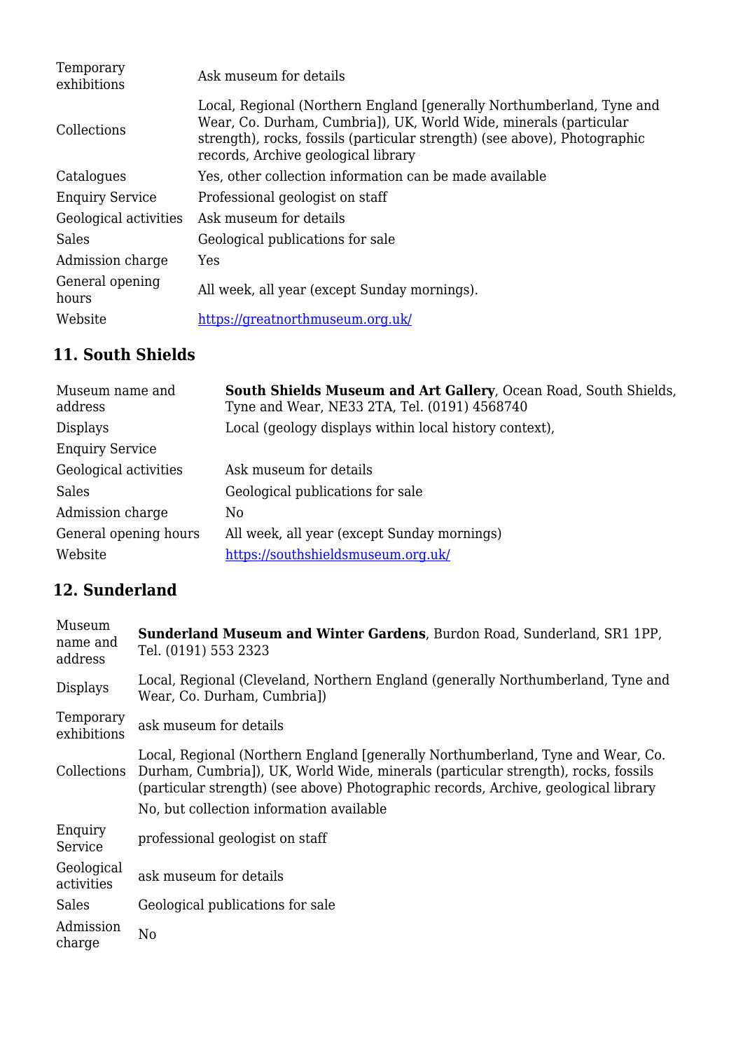| | |
|---|---|
| Temporary exhibitions | Ask museum for details |
| Collections | Local, Regional (Northern England [generally Northumberland, Tyne and Wear, Co. Durham, Cumbria]), UK, World Wide, minerals (particular strength), rocks, fossils (particular strength) (see above), Photographic records, Archive geological library |
| Catalogues | Yes, other collection information can be made available |
| Enquiry Service | Professional geologist on staff |
| Geological activities | Ask museum for details |
| Sales | Geological publications for sale |
| Admission charge | Yes |
| General opening hours | All week, all year (except Sunday mornings). |
| Website | [https://greatnorthmuseum.org.uk/](https://greatnorthmuseum.org.uk/) |

## 11. South Shields

| | |
|---|---|
| Museum name and address | **South Shields Museum and Art Gallery**, Ocean Road, South Shields, Tyne and Wear, NE33 2TA, Tel. (0191) 4568740 |
| Displays | Local (geology displays within local history context), |
| Enquiry Service | |
| Geological activities | Ask museum for details |
| Sales | Geological publications for sale |
| Admission charge | No |
| General opening hours | All week, all year (except Sunday mornings) |
| Website | [https://southshieldsmuseum.org.uk/](https://southshieldsmuseum.org.uk/) |

## 12. Sunderland

| | |
|---|---|
| Museum name and address | **Sunderland Museum and Winter Gardens**, Burdon Road, Sunderland, SR1 1PP, Tel. (0191) 553 2323 |
| Displays | Local, Regional (Cleveland, Northern England (generally Northumberland, Tyne and Wear, Co. Durham, Cumbria]) |
| Temporary exhibitions | ask museum for details |
| Collections | Local, Regional (Northern England [generally Northumberland, Tyne and Wear, Co. Durham, Cumbria]), UK, World Wide, minerals (particular strength), rocks, fossils (particular strength) (see above) Photographic records, Archive, geological library |
| | No, but collection information available |
| Enquiry Service | professional geologist on staff |
| Geological activities | ask museum for details |
| Sales | Geological publications for sale |
| Admission charge | No |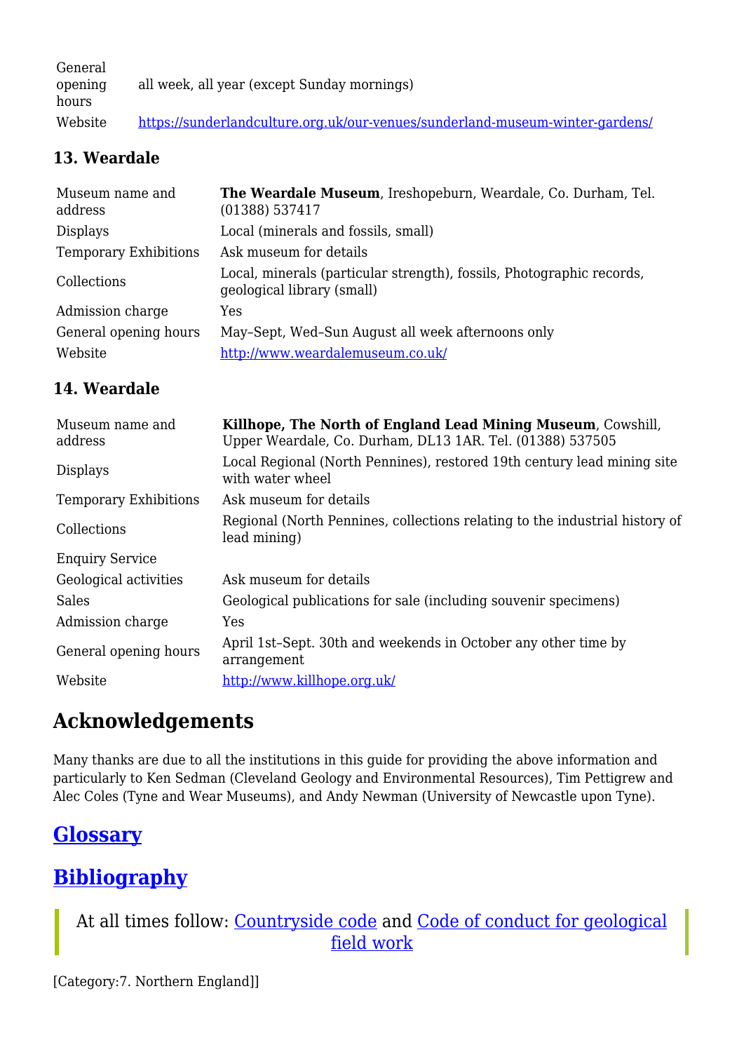| | |
|---|---|
| General opening hours | all week, all year (except Sunday mornings) |
| Website | [https://sunderlandculture.org.uk/our-venues/sunderland-museum-winter-gardens/](https://sunderlandculture.org.uk/our-venues/sunderland-museum-winter-gardens/) |

### 13. Weardale

| | |
|---|---|
| Museum name and address | **The Weardale Museum**, Ireshopeburn, Weardale, Co. Durham, Tel. (01388) 537417 |
| Displays | Local (minerals and fossils, small) |
| Temporary Exhibitions | Ask museum for details |
| Collections | Local, minerals (particular strength), fossils, Photographic records, geological library (small) |
| Admission charge | Yes |
| General opening hours | May–Sept, Wed–Sun August all week afternoons only |
| Website | [http://www.weardalemuseum.co.uk/](http://www.weardalemuseum.co.uk/) |

### 14. Weardale

| | |
|---|---|
| Museum name and address | **Killhope, The North of England Lead Mining Museum**, Cowshill, Upper Weardale, Co. Durham, DL13 1AR. Tel. (01388) 537505 |
| Displays | Local Regional (North Pennines), restored 19th century lead mining site with water wheel |
| Temporary Exhibitions | Ask museum for details |
| Collections | Regional (North Pennines, collections relating to the industrial history of lead mining) |
| Enquiry Service | |
| Geological activities | Ask museum for details |
| Sales | Geological publications for sale (including souvenir specimens) |
| Admission charge | Yes |
| General opening hours | April 1st–Sept. 30th and weekends in October any other time by arrangement |
| Website | [http://www.killhope.org.uk/](http://www.killhope.org.uk/) |

## Acknowledgements

Many thanks are due to all the institutions in this guide for providing the above information and particularly to Ken Sedman (Cleveland Geology and Environmental Resources), Tim Pettigrew and Alec Coles (Tyne and Wear Museums), and Andy Newman (University of Newcastle upon Tyne).

## [Glossary]()

## [Bibliography]()

> At all times follow: [Countryside code]() and [Code of conduct for geological field work]()

[Category:7. Northern England]]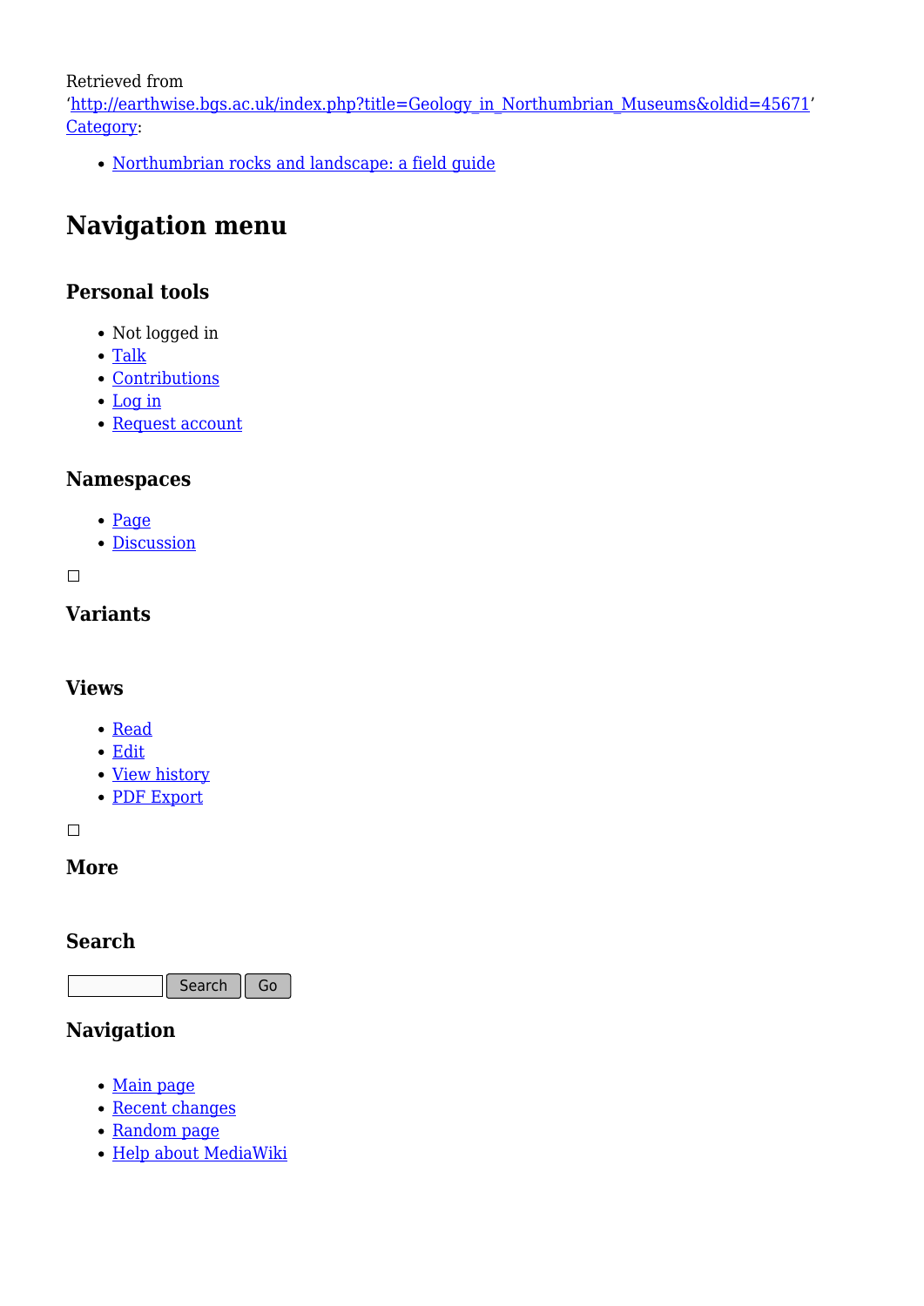Retrieved from 'http://earthwise.bgs.ac.uk/index.php?title=Geology_in_Northumbrian_Museums&oldid=45671'
Category:

- Northumbrian rocks and landscape: a field guide

## Navigation menu

### Personal tools

- Not logged in
- Talk
- Contributions
- Log in
- Request account

### Namespaces

- Page
- Discussion

### Variants

### Views

- Read
- Edit
- View history
- PDF Export

### More

### Search

Search Go

### Navigation

- Main page
- Recent changes
- Random page
- Help about MediaWiki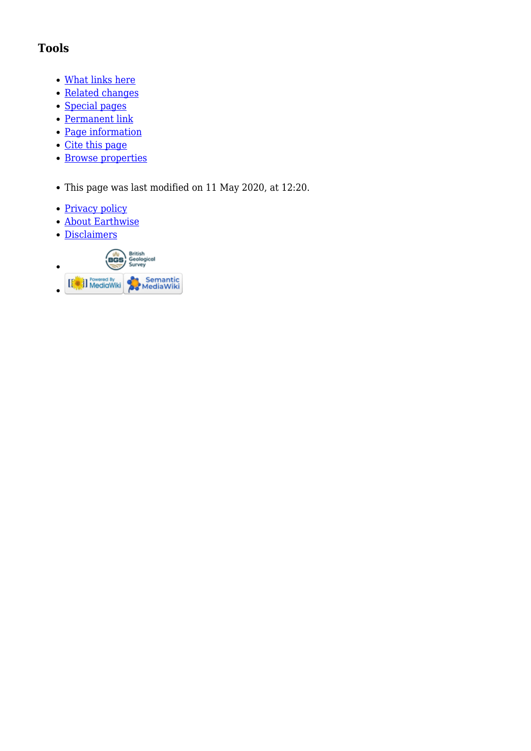### Tools

- What links here
- Related changes
- Special pages
- Permanent link
- Page information
- Cite this page
- Browse properties

- This page was last modified on 11 May 2020, at 12:20.

- Privacy policy
- About Earthwise
- Disclaimers